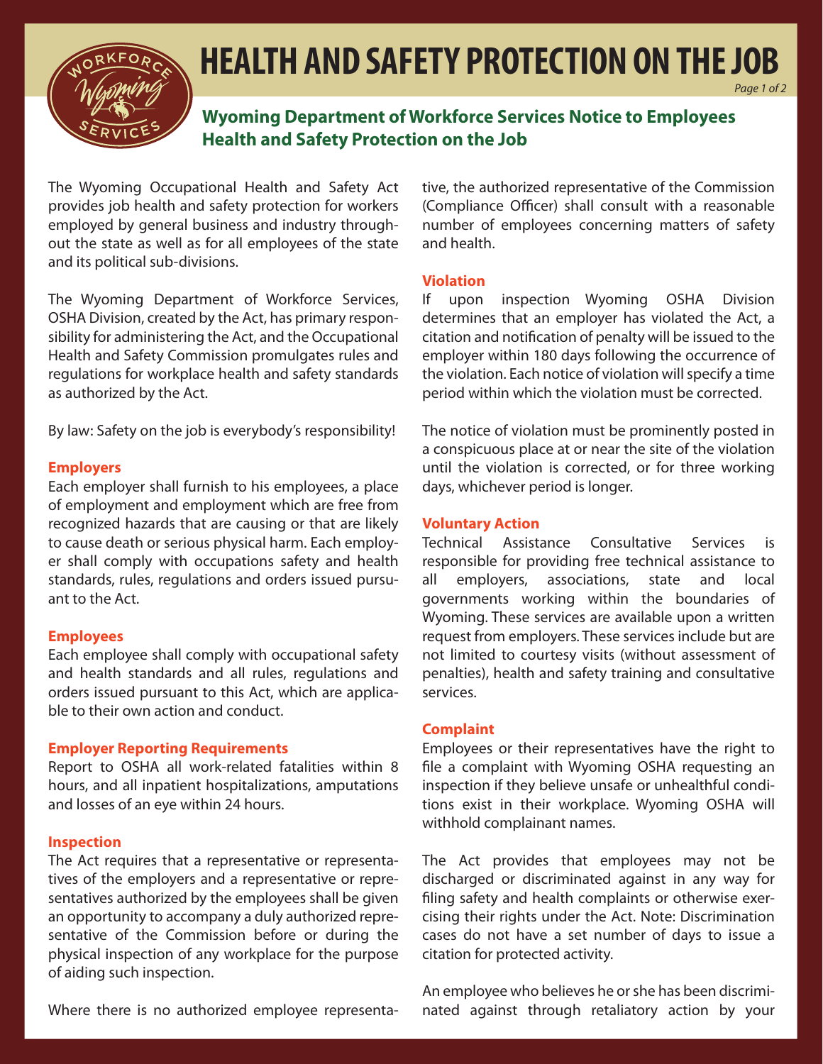# HEALTH AND SAFETY PROTECTION ON THE JOB

## Wyoming Department of Workforce Services Notice to Employees Health and Safety Protection on the Job

The Wyoming Occupational Health and Safety Act provides job health and safety protection for workers employed by general business and industry throughout the state as well as for all employees of the state and its political sub-divisions.

The Wyoming Department of Workforce Services, OSHA Division, created by the Act, has primary responsibility for administering the Act, and the Occupational Health and Safety Commission promulgates rules and regulations for workplace health and safety standards as authorized by the Act.

By law: Safety on the job is everybody's responsibility!

### Employers

Each employer shall furnish to his employees, a place of employment and employment which are free from recognized hazards that are causing or that are likely to cause death or serious physical harm. Each employer shall comply with occupations safety and health standards, rules, regulations and orders issued pursuant to the Act.

### Employees

Each employee shall comply with occupational safety and health standards and all rules, regulations and orders issued pursuant to this Act, which are applicable to their own action and conduct.

### Employer Reporting Requirements

Report to OSHA all work-related fatalities within 8 hours, and all inpatient hospitalizations, amputations and losses of an eye within 24 hours.

### Inspection

The Act requires that a representative or representatives of the employers and a representative or representatives authorized by the employees shall be given an opportunity to accompany a duly authorized representative of the Commission before or during the physical inspection of any workplace for the purpose of aiding such inspection.

Where there is no authorized employee representative, the authorized representative of the Commission (Compliance Officer) shall consult with a reasonable number of employees concerning matters of safety and health.

### Violation

If upon inspection Wyoming OSHA Division determines that an employer has violated the Act, a citation and notification of penalty will be issued to the employer within 180 days following the occurrence of the violation. Each notice of violation will specify a time period within which the violation must be corrected.

The notice of violation must be prominently posted in a conspicuous place at or near the site of the violation until the violation is corrected, or for three working days, whichever period is longer.

### Voluntary Action

Technical Assistance Consultative Services is responsible for providing free technical assistance to all employers, associations, state and local governments working within the boundaries of Wyoming. These services are available upon a written request from employers. These services include but are not limited to courtesy visits (without assessment of penalties), health and safety training and consultative services.

### Complaint

Employees or their representatives have the right to file a complaint with Wyoming OSHA requesting an inspection if they believe unsafe or unhealthful conditions exist in their workplace. Wyoming OSHA will withhold complainant names.

The Act provides that employees may not be discharged or discriminated against in any way for filing safety and health complaints or otherwise exercising their rights under the Act. Note: Discrimination cases do not have a set number of days to issue a citation for protected activity.

An employee who believes he or she has been discriminated against through retaliatory action by your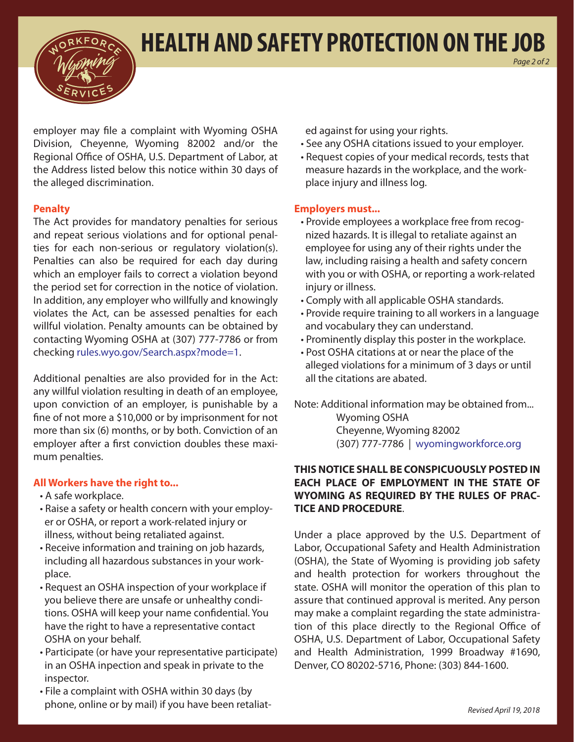# HEALTH AND SAFETY PROTECTION ON THE JOB

employer may file a complaint with Wyoming OSHA Division, Cheyenne, Wyoming 82002 and/or the Regional Office of OSHA, U.S. Department of Labor, at the Address listed below this notice within 30 days of the alleged discrimination.

**Penalty**

The Act provides for mandatory penalties for serious and repeat serious violations and for optional penalties for each non-serious or regulatory violation(s). Penalties can also be required for each day during which an employer fails to correct a violation beyond the period set for correction in the notice of violation. In addition, any employer who willfully and knowingly violates the Act, can be assessed penalties for each willful violation. Penalty amounts can be obtained by contacting Wyoming OSHA at (307) 777-7786 or from checking rules.wyo.gov/Search.aspx?mode=1.

Additional penalties are also provided for in the Act: any willful violation resulting in death of an employee, upon conviction of an employer, is punishable by a fine of not more a $10,000 or by imprisonment for not more than six (6) months, or by both. Conviction of an employer after a first conviction doubles these maximum penalties.

**All Workers have the right to...**

- A safe workplace.
- Raise a safety or health concern with your employer or OSHA, or report a work-related injury or illness, without being retaliated against.
- Receive information and training on job hazards, including all hazardous substances in your workplace.
- Request an OSHA inspection of your workplace if you believe there are unsafe or unhealthy conditions. OSHA will keep your name confidential. You have the right to have a representative contact OSHA on your behalf.
- Participate (or have your representative participate) in an OSHA inpection and speak in private to the inspector.
- File a complaint with OSHA within 30 days (by phone, online or by mail) if you have been retaliated against for using your rights.
- See any OSHA citations issued to your employer.
- Request copies of your medical records, tests that measure hazards in the workplace, and the workplace injury and illness log.

**Employers must...**

- Provide employees a workplace free from recognized hazards. It is illegal to retaliate against an employee for using any of their rights under the law, including raising a health and safety concern with you or with OSHA, or reporting a work-related injury or illness.
- Comply with all applicable OSHA standards.
- Provide require training to all workers in a language and vocabulary they can understand.
- Prominently display this poster in the workplace.
- Post OSHA citations at or near the place of the alleged violations for a minimum of 3 days or until all the citations are abated.

Note: Additional information may be obtained from...
Wyoming OSHA
Cheyenne, Wyoming 82002
(307) 777-7786 | wyomingworkforce.org

**THIS NOTICE SHALL BE CONSPICUOUSLY POSTED IN EACH PLACE OF EMPLOYMENT IN THE STATE OF WYOMING AS REQUIRED BY THE RULES OF PRACTICE AND PROCEDURE**.

Under a place approved by the U.S. Department of Labor, Occupational Safety and Health Administration (OSHA), the State of Wyoming is providing job safety and health protection for workers throughout the state. OSHA will monitor the operation of this plan to assure that continued approval is merited. Any person may make a complaint regarding the state administration of this place directly to the Regional Office of OSHA, U.S. Department of Labor, Occupational Safety and Health Administration, 1999 Broadway #1690, Denver, CO 80202-5716, Phone: (303) 844-1600.

*Revised April 19, 2018*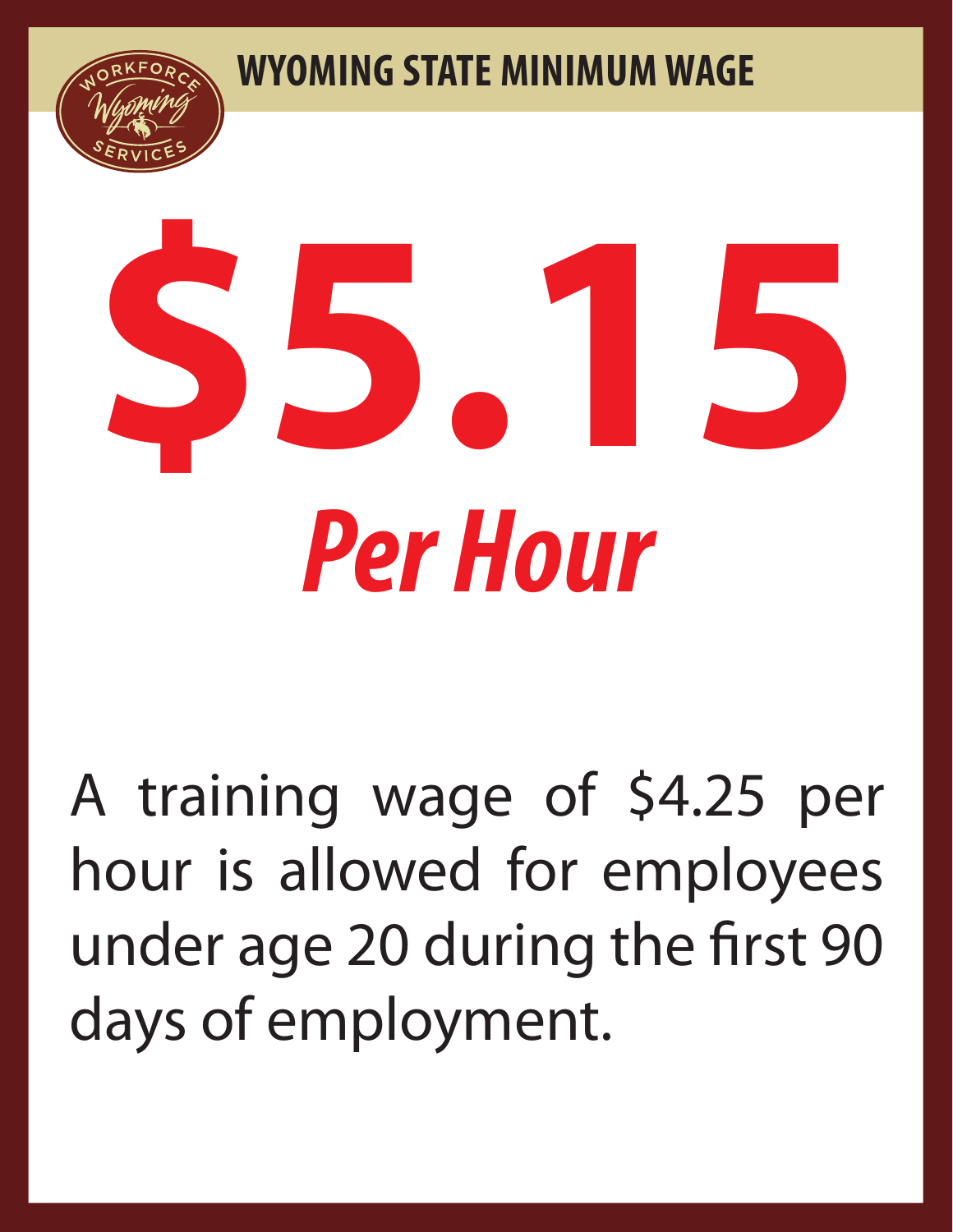# WYOMING STATE MINIMUM WAGE

# $5.15

## *Per Hour*

A training wage of $4.25 per hour is allowed for employees under age 20 during the first 90 days of employment.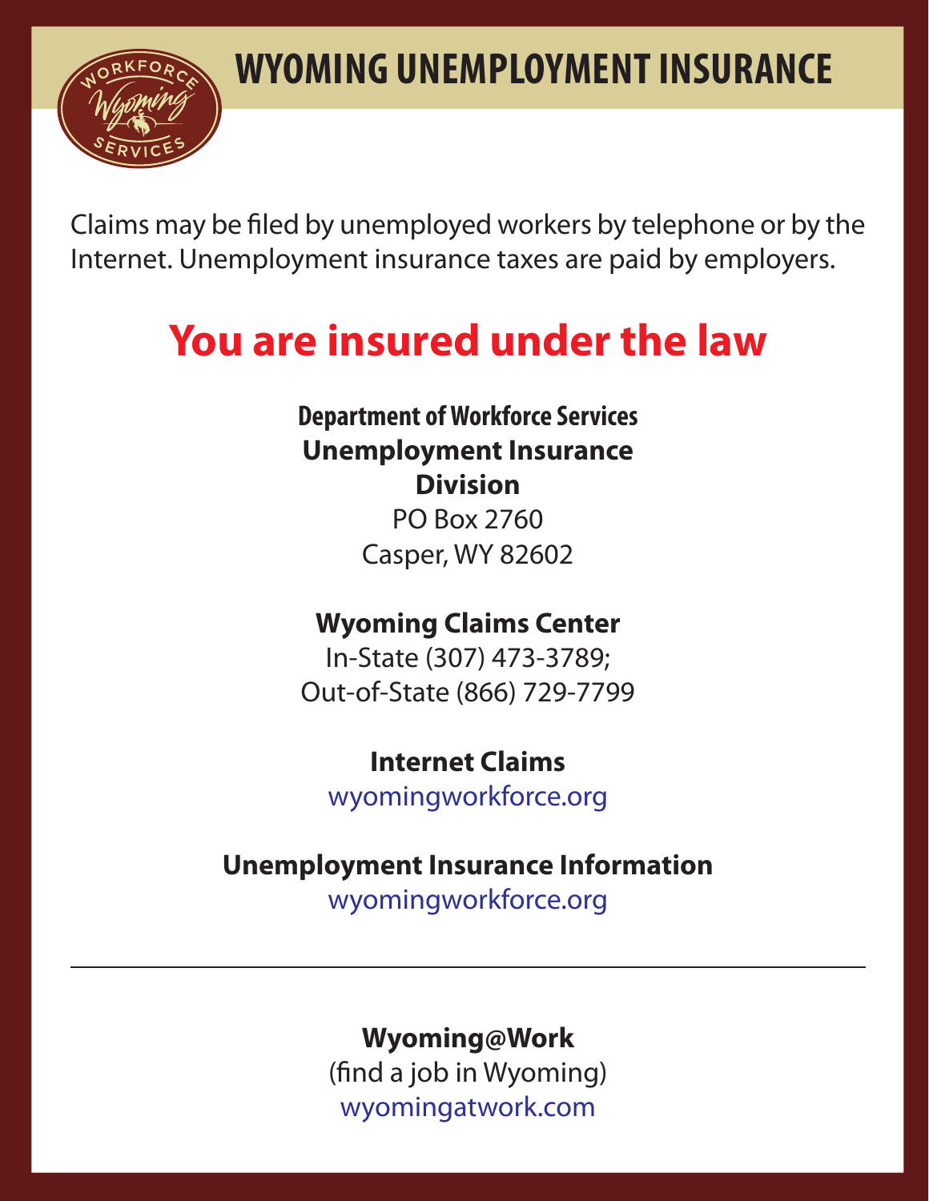# WYOMING UNEMPLOYMENT INSURANCE

Claims may be filed by unemployed workers by telephone or by the Internet. Unemployment insurance taxes are paid by employers.

## You are insured under the law

**Department of Workforce Services**
**Unemployment Insurance Division**
PO Box 2760
Casper, WY 82602

**Wyoming Claims Center**
In-State (307) 473-3789;
Out-of-State (866) 729-7799

**Internet Claims**
wyomingworkforce.org

**Unemployment Insurance Information**
wyomingworkforce.org

---

**Wyoming@Work**
(find a job in Wyoming)
wyomingatwork.com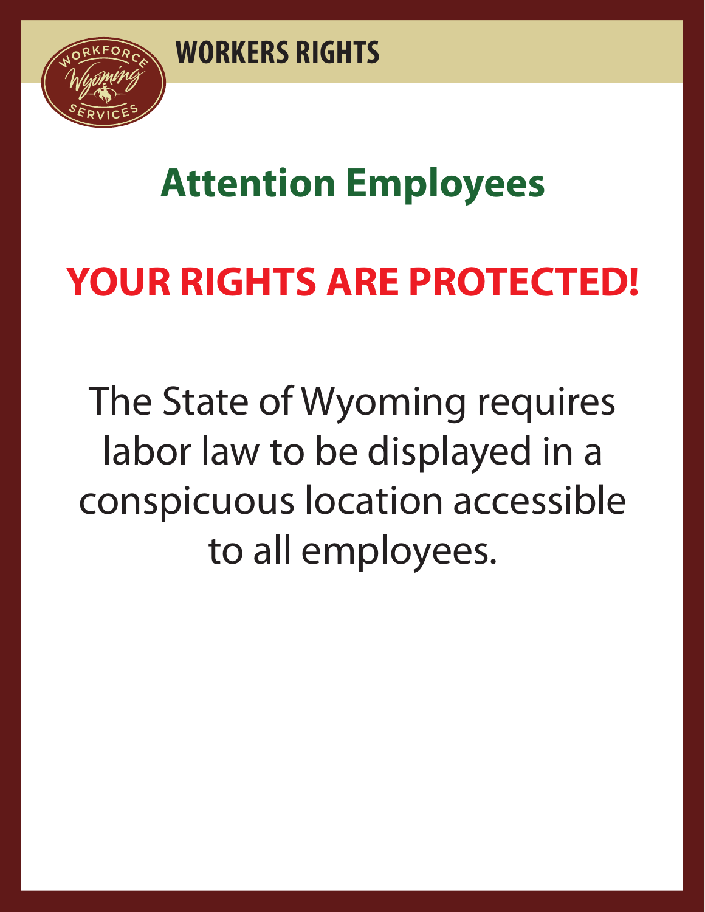WORKFORCE Wyoming SERVICES

# WORKERS RIGHTS

## Attention Employees

## YOUR RIGHTS ARE PROTECTED!

The State of Wyoming requires labor law to be displayed in a conspicuous location accessible to all employees.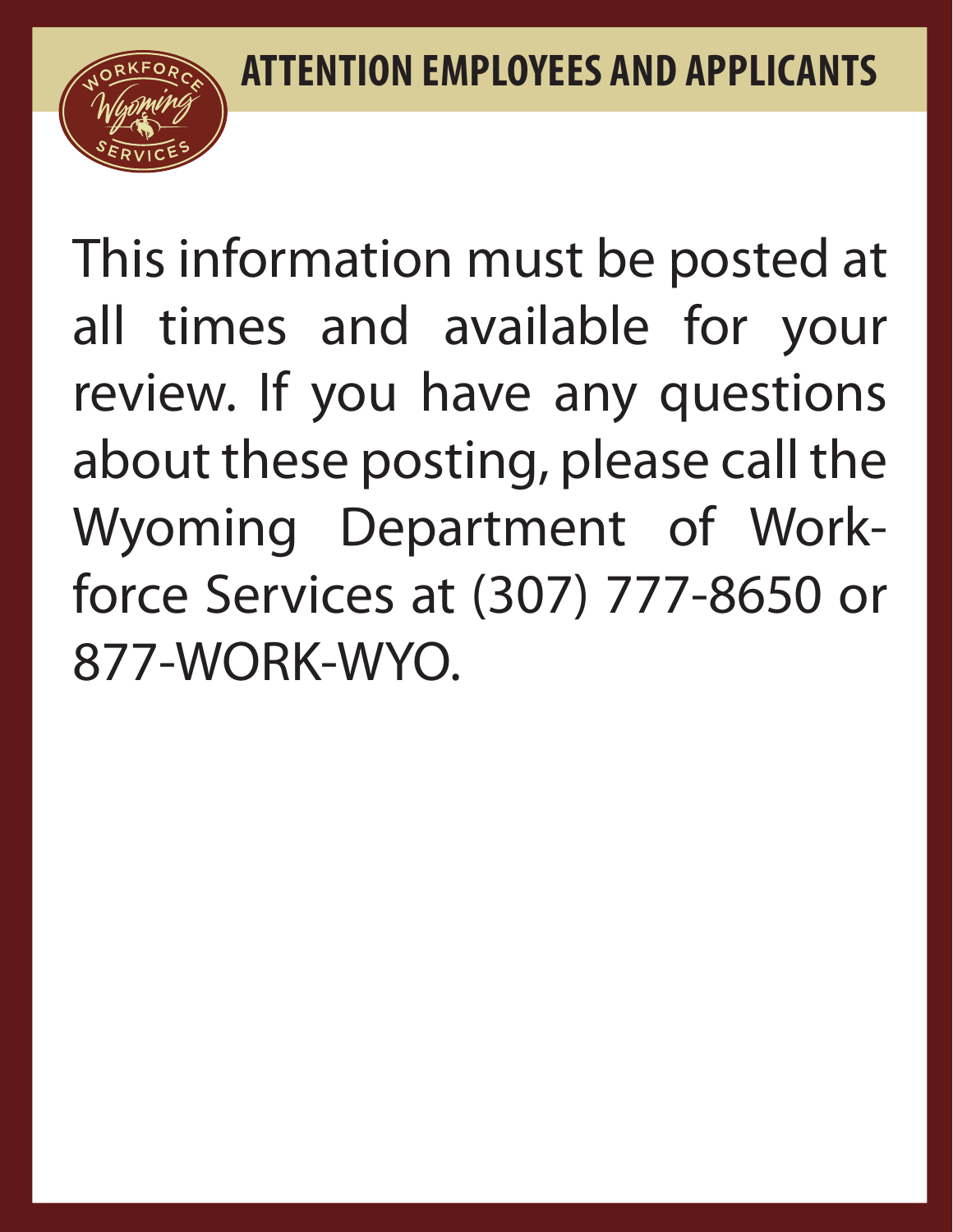# ATTENTION EMPLOYEES AND APPLICANTS

This information must be posted at all times and available for your review. If you have any questions about these posting, please call the Wyoming Department of Workforce Services at (307) 777-8650 or 877-WORK-WYO.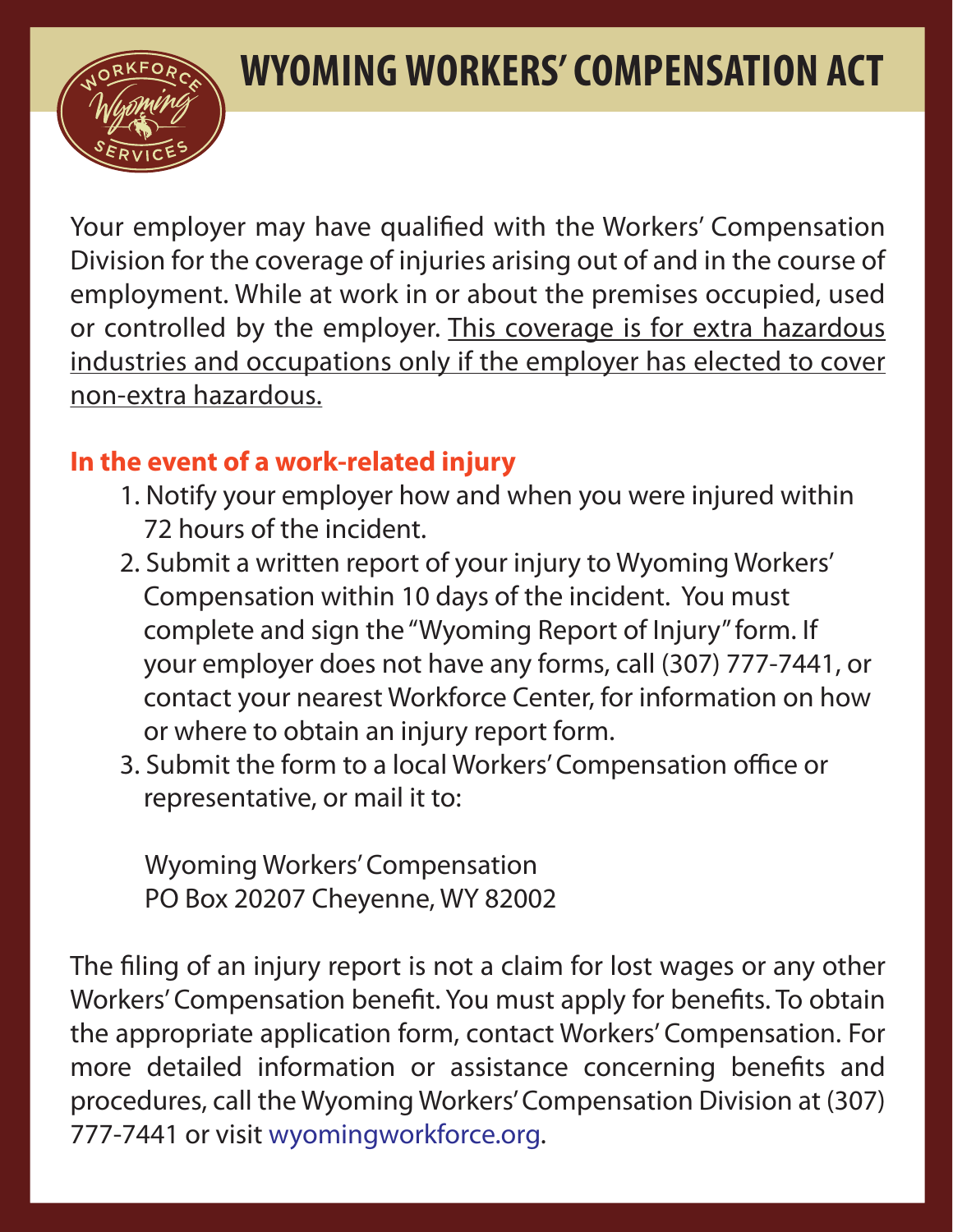# WYOMING WORKERS' COMPENSATION ACT

Your employer may have qualified with the Workers' Compensation Division for the coverage of injuries arising out of and in the course of employment. While at work in or about the premises occupied, used or controlled by the employer. <u>This coverage is for extra hazardous industries and occupations only if the employer has elected to cover non-extra hazardous.</u>

**In the event of a work-related injury**

1. Notify your employer how and when you were injured within 72 hours of the incident.
2. Submit a written report of your injury to Wyoming Workers' Compensation within 10 days of the incident. You must complete and sign the "Wyoming Report of Injury" form. If your employer does not have any forms, call (307) 777-7441, or contact your nearest Workforce Center, for information on how or where to obtain an injury report form.
3. Submit the form to a local Workers' Compensation office or representative, or mail it to:

   Wyoming Workers' Compensation
   PO Box 20207 Cheyenne, WY 82002

The filing of an injury report is not a claim for lost wages or any other Workers' Compensation benefit. You must apply for benefits. To obtain the appropriate application form, contact Workers' Compensation. For more detailed information or assistance concerning benefits and procedures, call the Wyoming Workers' Compensation Division at (307) 777-7441 or visit wyomingworkforce.org.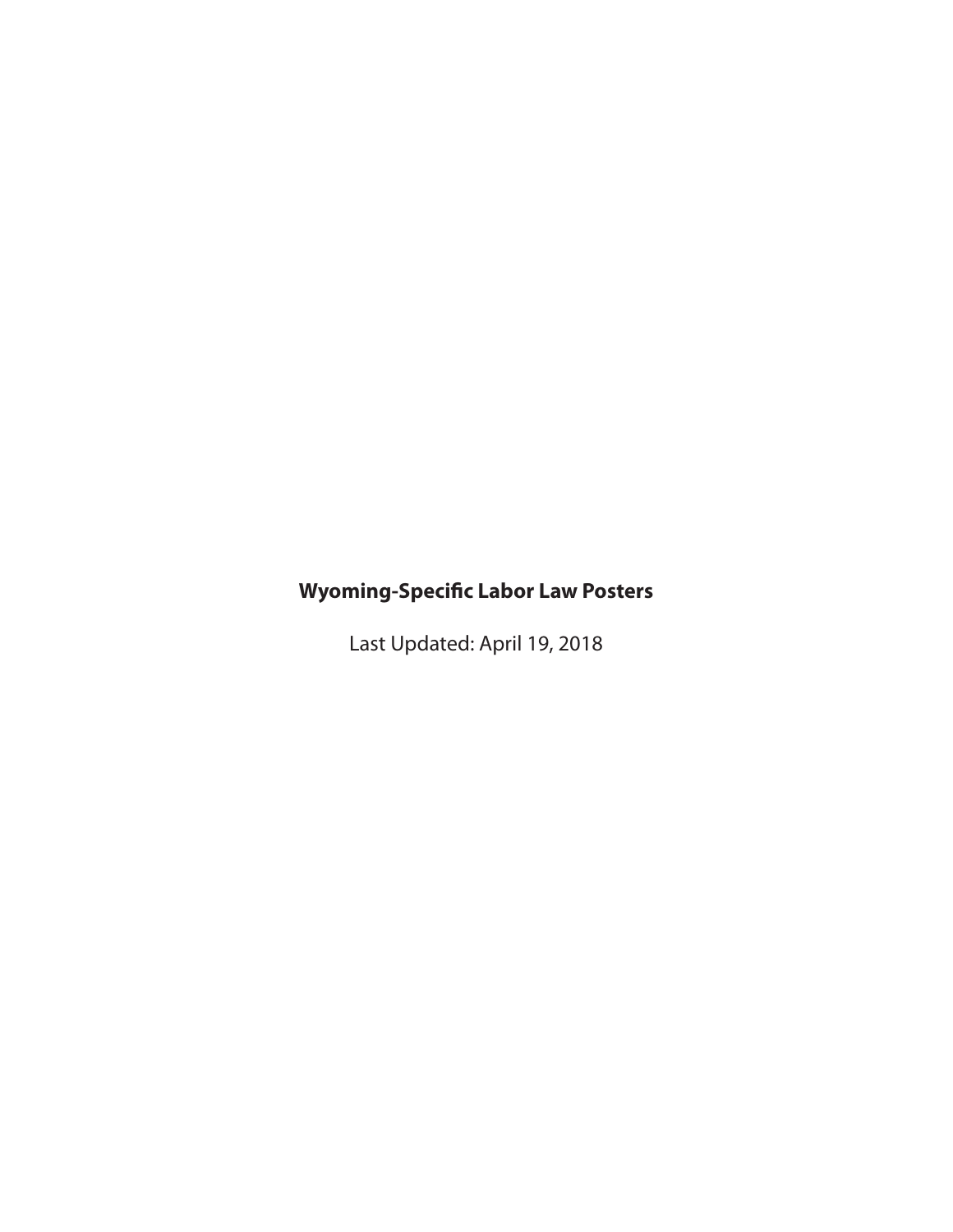**Wyoming-Specific Labor Law Posters**

Last Updated: April 19, 2018